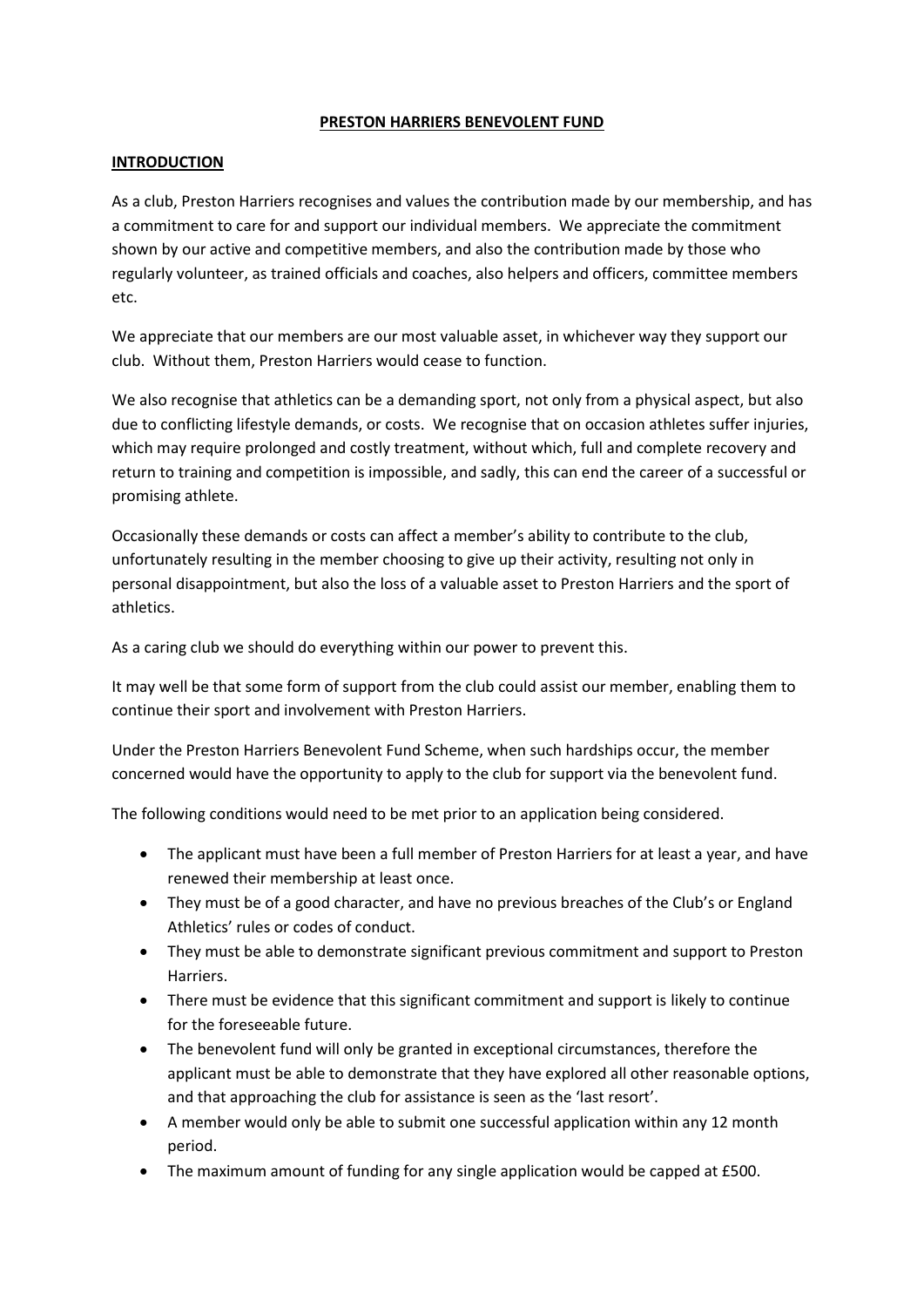# PRESTON HARRIERS BENEVOLENT FUND

## INTRODUCTION

As a club, Preston Harriers recognises and values the contribution made by our membership, and has a commitment to care for and support our individual members. We appreciate the commitment shown by our active and competitive members, and also the contribution made by those who regularly volunteer, as trained officials and coaches, also helpers and officers, committee members etc.

We appreciate that our members are our most valuable asset, in whichever way they support our club. Without them, Preston Harriers would cease to function.

We also recognise that athletics can be a demanding sport, not only from a physical aspect, but also due to conflicting lifestyle demands, or costs. We recognise that on occasion athletes suffer injuries, which may require prolonged and costly treatment, without which, full and complete recovery and return to training and competition is impossible, and sadly, this can end the career of a successful or promising athlete.

Occasionally these demands or costs can affect a member's ability to contribute to the club, unfortunately resulting in the member choosing to give up their activity, resulting not only in personal disappointment, but also the loss of a valuable asset to Preston Harriers and the sport of athletics.

As a caring club we should do everything within our power to prevent this.

It may well be that some form of support from the club could assist our member, enabling them to continue their sport and involvement with Preston Harriers.

Under the Preston Harriers Benevolent Fund Scheme, when such hardships occur, the member concerned would have the opportunity to apply to the club for support via the benevolent fund.

The following conditions would need to be met prior to an application being considered.

- The applicant must have been a full member of Preston Harriers for at least a year, and have renewed their membership at least once.
- They must be of a good character, and have no previous breaches of the Club's or England Athletics' rules or codes of conduct.
- They must be able to demonstrate significant previous commitment and support to Preston Harriers.
- There must be evidence that this significant commitment and support is likely to continue for the foreseeable future.
- The benevolent fund will only be granted in exceptional circumstances, therefore the applicant must be able to demonstrate that they have explored all other reasonable options, and that approaching the club for assistance is seen as the 'last resort'.
- A member would only be able to submit one successful application within any 12 month period.
- The maximum amount of funding for any single application would be capped at £500.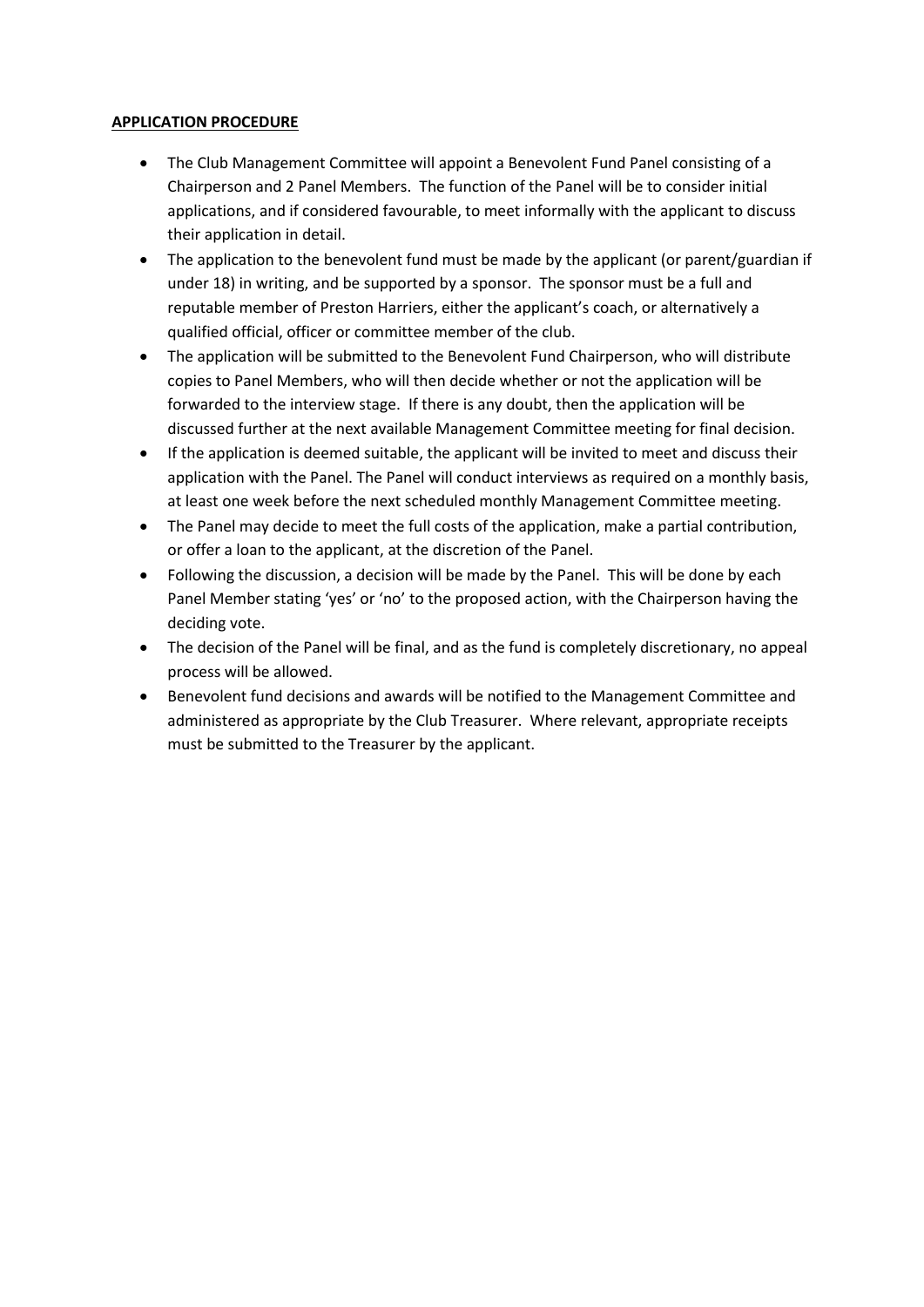**APPLICATION PROCEDURE**

- The Club Management Committee will appoint a Benevolent Fund Panel consisting of a Chairperson and 2 Panel Members. The function of the Panel will be to consider initial applications, and if considered favourable, to meet informally with the applicant to discuss their application in detail.
- The application to the benevolent fund must be made by the applicant (or parent/guardian if under 18) in writing, and be supported by a sponsor. The sponsor must be a full and reputable member of Preston Harriers, either the applicant's coach, or alternatively a qualified official, officer or committee member of the club.
- The application will be submitted to the Benevolent Fund Chairperson, who will distribute copies to Panel Members, who will then decide whether or not the application will be forwarded to the interview stage. If there is any doubt, then the application will be discussed further at the next available Management Committee meeting for final decision.
- If the application is deemed suitable, the applicant will be invited to meet and discuss their application with the Panel. The Panel will conduct interviews as required on a monthly basis, at least one week before the next scheduled monthly Management Committee meeting.
- The Panel may decide to meet the full costs of the application, make a partial contribution, or offer a loan to the applicant, at the discretion of the Panel.
- Following the discussion, a decision will be made by the Panel. This will be done by each Panel Member stating 'yes' or 'no' to the proposed action, with the Chairperson having the deciding vote.
- The decision of the Panel will be final, and as the fund is completely discretionary, no appeal process will be allowed.
- Benevolent fund decisions and awards will be notified to the Management Committee and administered as appropriate by the Club Treasurer. Where relevant, appropriate receipts must be submitted to the Treasurer by the applicant.